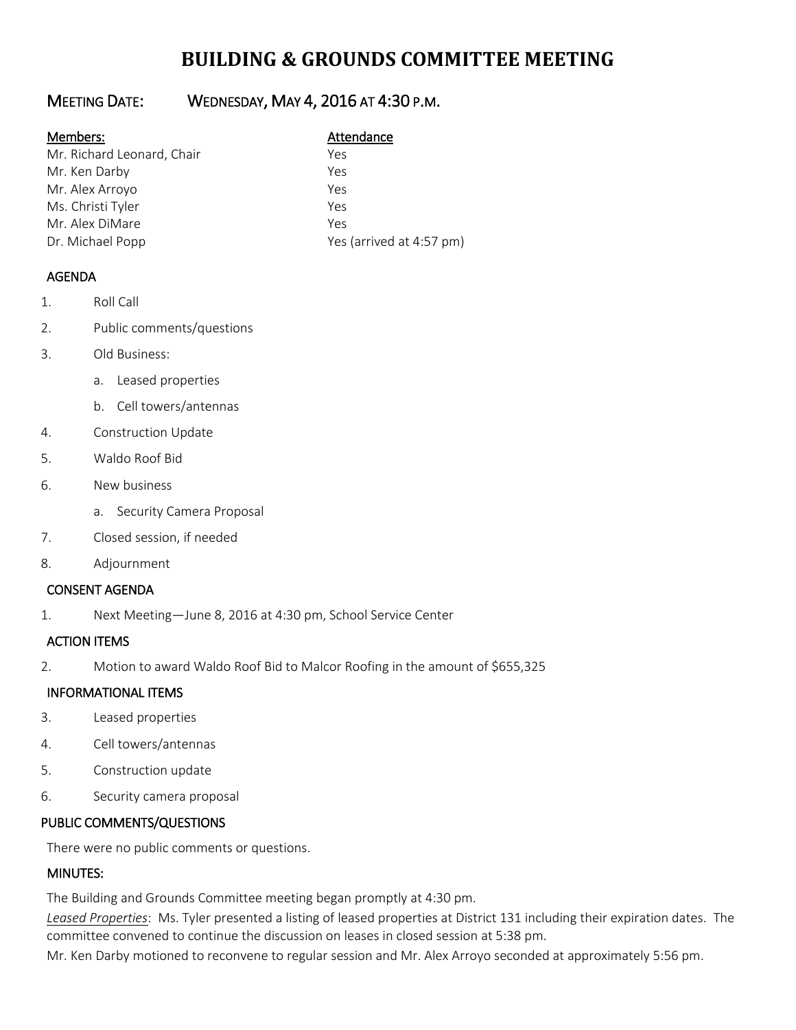# BUILDING & GROUNDS COMMITTEE MEETING

## MEETING DATE: WEDNESDAY, MAY 4, 2016 AT 4:30 P.M.

| Members: | Attendance |
|---|---|
| Mr. Richard Leonard, Chair | Yes |
| Mr. Ken Darby | Yes |
| Mr. Alex Arroyo | Yes |
| Ms. Christi Tyler | Yes |
| Mr. Alex DiMare | Yes |
| Dr. Michael Popp | Yes (arrived at 4:57 pm) |

### AGENDA

1. Roll Call
2. Public comments/questions
3. Old Business:
   a. Leased properties
   b. Cell towers/antennas
4. Construction Update
5. Waldo Roof Bid
6. New business
   a. Security Camera Proposal
7. Closed session, if needed
8. Adjournment

### CONSENT AGENDA

1. Next Meeting—June 8, 2016 at 4:30 pm, School Service Center

### ACTION ITEMS

2. Motion to award Waldo Roof Bid to Malcor Roofing in the amount of $655,325

### INFORMATIONAL ITEMS

3. Leased properties
4. Cell towers/antennas
5. Construction update
6. Security camera proposal

### PUBLIC COMMENTS/QUESTIONS

There were no public comments or questions.

### MINUTES:

The Building and Grounds Committee meeting began promptly at 4:30 pm.

*Leased Properties*: Ms. Tyler presented a listing of leased properties at District 131 including their expiration dates. The committee convened to continue the discussion on leases in closed session at 5:38 pm.

Mr. Ken Darby motioned to reconvene to regular session and Mr. Alex Arroyo seconded at approximately 5:56 pm.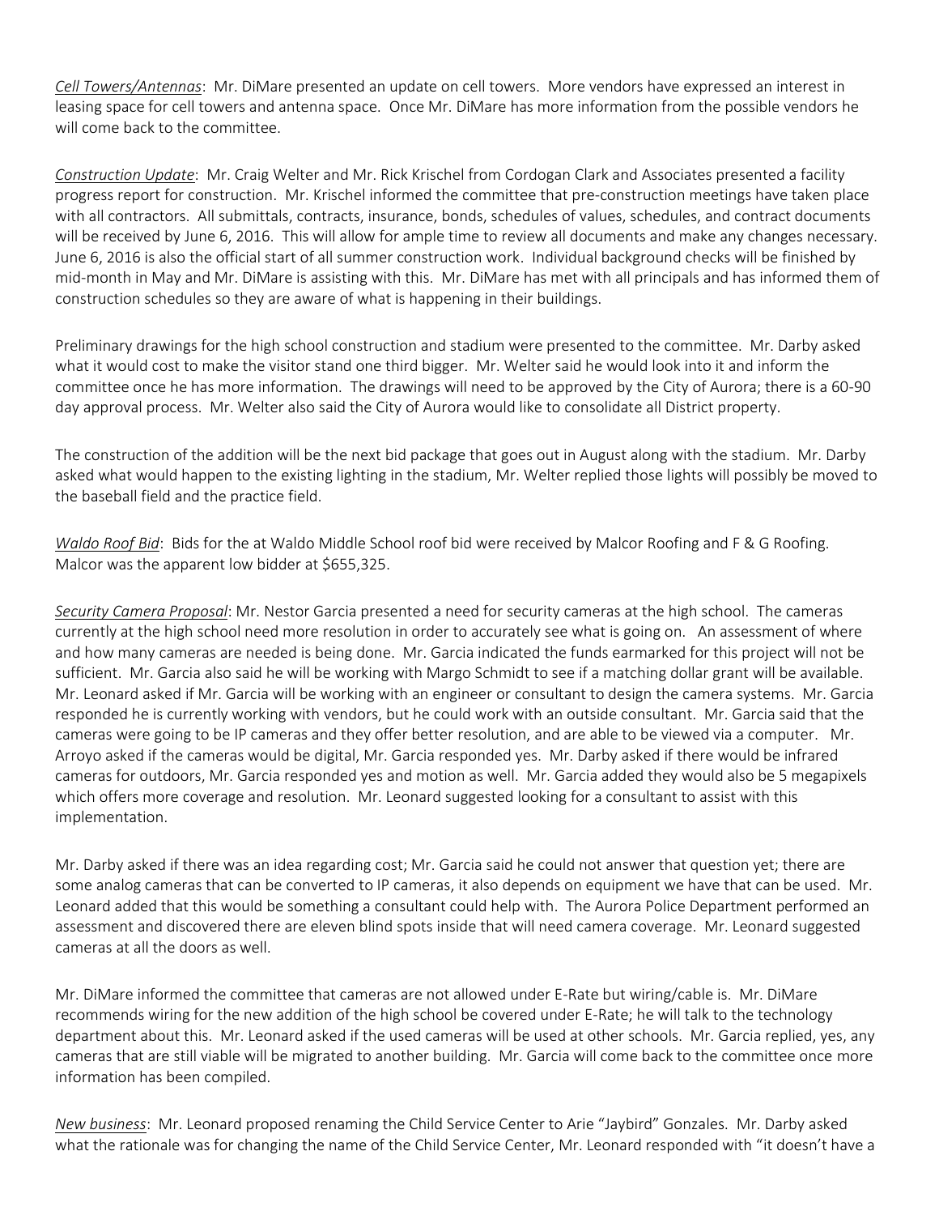*Cell Towers/Antennas*: Mr. DiMare presented an update on cell towers. More vendors have expressed an interest in leasing space for cell towers and antenna space. Once Mr. DiMare has more information from the possible vendors he will come back to the committee.

*Construction Update*: Mr. Craig Welter and Mr. Rick Krischel from Cordogan Clark and Associates presented a facility progress report for construction. Mr. Krischel informed the committee that pre-construction meetings have taken place with all contractors. All submittals, contracts, insurance, bonds, schedules of values, schedules, and contract documents will be received by June 6, 2016. This will allow for ample time to review all documents and make any changes necessary. June 6, 2016 is also the official start of all summer construction work. Individual background checks will be finished by mid-month in May and Mr. DiMare is assisting with this. Mr. DiMare has met with all principals and has informed them of construction schedules so they are aware of what is happening in their buildings.

Preliminary drawings for the high school construction and stadium were presented to the committee. Mr. Darby asked what it would cost to make the visitor stand one third bigger. Mr. Welter said he would look into it and inform the committee once he has more information. The drawings will need to be approved by the City of Aurora; there is a 60-90 day approval process. Mr. Welter also said the City of Aurora would like to consolidate all District property.

The construction of the addition will be the next bid package that goes out in August along with the stadium. Mr. Darby asked what would happen to the existing lighting in the stadium, Mr. Welter replied those lights will possibly be moved to the baseball field and the practice field.

*Waldo Roof Bid*: Bids for the at Waldo Middle School roof bid were received by Malcor Roofing and F & G Roofing. Malcor was the apparent low bidder at $655,325.

*Security Camera Proposal*: Mr. Nestor Garcia presented a need for security cameras at the high school. The cameras currently at the high school need more resolution in order to accurately see what is going on. An assessment of where and how many cameras are needed is being done. Mr. Garcia indicated the funds earmarked for this project will not be sufficient. Mr. Garcia also said he will be working with Margo Schmidt to see if a matching dollar grant will be available. Mr. Leonard asked if Mr. Garcia will be working with an engineer or consultant to design the camera systems. Mr. Garcia responded he is currently working with vendors, but he could work with an outside consultant. Mr. Garcia said that the cameras were going to be IP cameras and they offer better resolution, and are able to be viewed via a computer. Mr. Arroyo asked if the cameras would be digital, Mr. Garcia responded yes. Mr. Darby asked if there would be infrared cameras for outdoors, Mr. Garcia responded yes and motion as well. Mr. Garcia added they would also be 5 megapixels which offers more coverage and resolution. Mr. Leonard suggested looking for a consultant to assist with this implementation.

Mr. Darby asked if there was an idea regarding cost; Mr. Garcia said he could not answer that question yet; there are some analog cameras that can be converted to IP cameras, it also depends on equipment we have that can be used. Mr. Leonard added that this would be something a consultant could help with. The Aurora Police Department performed an assessment and discovered there are eleven blind spots inside that will need camera coverage. Mr. Leonard suggested cameras at all the doors as well.

Mr. DiMare informed the committee that cameras are not allowed under E-Rate but wiring/cable is. Mr. DiMare recommends wiring for the new addition of the high school be covered under E-Rate; he will talk to the technology department about this. Mr. Leonard asked if the used cameras will be used at other schools. Mr. Garcia replied, yes, any cameras that are still viable will be migrated to another building. Mr. Garcia will come back to the committee once more information has been compiled.

*New business*: Mr. Leonard proposed renaming the Child Service Center to Arie "Jaybird" Gonzales. Mr. Darby asked what the rationale was for changing the name of the Child Service Center, Mr. Leonard responded with "it doesn't have a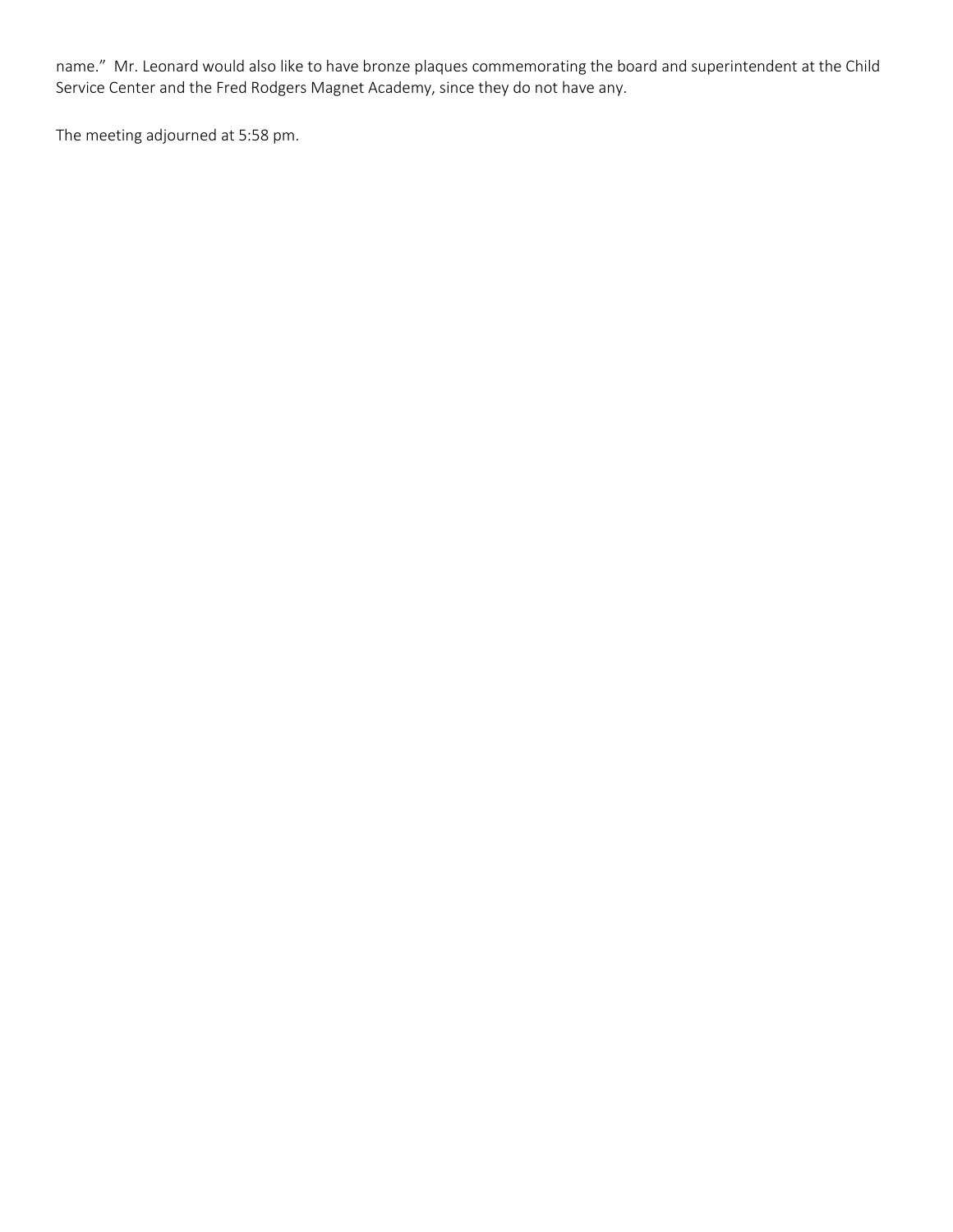name." Mr. Leonard would also like to have bronze plaques commemorating the board and superintendent at the Child Service Center and the Fred Rodgers Magnet Academy, since they do not have any.

The meeting adjourned at 5:58 pm.